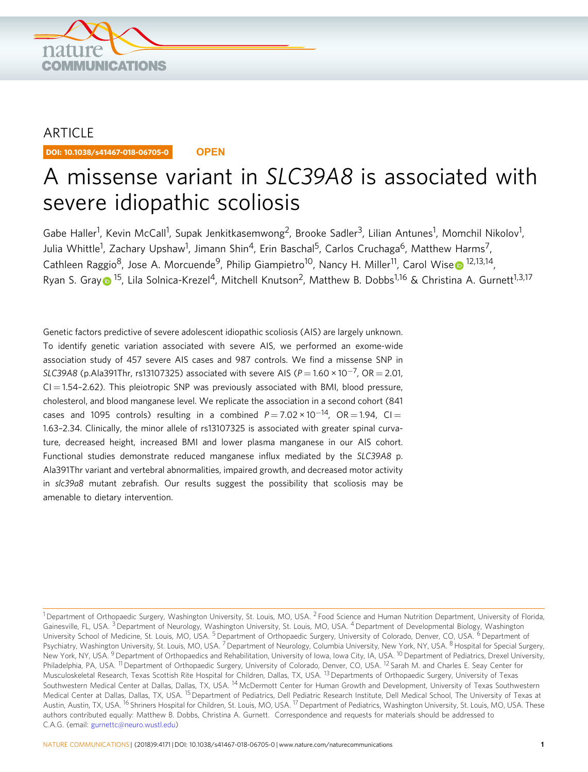ARTICLE

DOI: 10.1038/s41467-018-06705-0 **OPEN**

# A missense variant in *SLC39A8* is associated with severe idiopathic scoliosis

Gabe Haller[1], Kevin McCall[1], Supak Jenkitkasemwong[2], Brooke Sadler[3], Lilian Antunes[1], Momchil Nikolov[1], Julia Whittle[1], Zachary Upshaw[1], Jimann Shin[4], Erin Baschal[5], Carlos Cruchaga[6], Matthew Harms[7], Cathleen Raggio[8], Jose A. Morcuende[9], Philip Giampietro[10], Nancy H. Miller[11], Carol Wise[12,13,14], Ryan S. Gray[15], Lila Solnica-Krezel[4], Mitchell Knutson[2], Matthew B. Dobbs[1,16] & Christina A. Gurnett[1,3,17]

Genetic factors predictive of severe adolescent idiopathic scoliosis (AIS) are largely unknown. To identify genetic variation associated with severe AIS, we performed an exome-wide association study of 457 severe AIS cases and 987 controls. We find a missense SNP in *SLC39A8* (p.Ala391Thr, rs13107325) associated with severe AIS ($P = 1.60 \times 10^{-7}$, OR = 2.01, CI = 1.54–2.62). This pleiotropic SNP was previously associated with BMI, blood pressure, cholesterol, and blood manganese level. We replicate the association in a second cohort (841 cases and 1095 controls) resulting in a combined $P = 7.02 \times 10^{-14}$, OR = 1.94, CI = 1.63–2.34. Clinically, the minor allele of rs13107325 is associated with greater spinal curvature, decreased height, increased BMI and lower plasma manganese in our AIS cohort. Functional studies demonstrate reduced manganese influx mediated by the *SLC39A8* p.Ala391Thr variant and vertebral abnormalities, impaired growth, and decreased motor activity in *slc39a8* mutant zebrafish. Our results suggest the possibility that scoliosis may be amenable to dietary intervention.

[1] Department of Orthopaedic Surgery, Washington University, St. Louis, MO, USA. [2] Food Science and Human Nutrition Department, University of Florida, Gainesville, FL, USA. [3] Department of Neurology, Washington University, St. Louis, MO, USA. [4] Department of Developmental Biology, Washington University School of Medicine, St. Louis, MO, USA. [5] Department of Orthopaedic Surgery, University of Colorado, Denver, CO, USA. [6] Department of Psychiatry, Washington University, St. Louis, MO, USA. [7] Department of Neurology, Columbia University, New York, NY, USA. [8] Hospital for Special Surgery, New York, NY, USA. [9] Department of Orthopaedics and Rehabilitation, University of Iowa, Iowa City, IA, USA. [10] Department of Pediatrics, Drexel University, Philadelphia, PA, USA. [11] Department of Orthopaedic Surgery, University of Colorado, Denver, CO, USA. [12] Sarah M. and Charles E. Seay Center for Musculoskeletal Research, Texas Scottish Rite Hospital for Children, Dallas, TX, USA. [13] Departments of Orthopaedic Surgery, University of Texas Southwestern Medical Center at Dallas, Dallas, TX, USA. [14] McDermott Center for Human Growth and Development, University of Texas Southwestern Medical Center at Dallas, Dallas, TX, USA. [15] Department of Pediatrics, Dell Pediatric Research Institute, Dell Medical School, The University of Texas at Austin, Austin, TX, USA. [16] Shriners Hospital for Children, St. Louis, MO, USA. [17] Department of Pediatrics, Washington University, St. Louis, MO, USA. These authors contributed equally: Matthew B. Dobbs, Christina A. Gurnett. Correspondence and requests for materials should be addressed to C.A.G. (email: gurnettc@neuro.wustl.edu)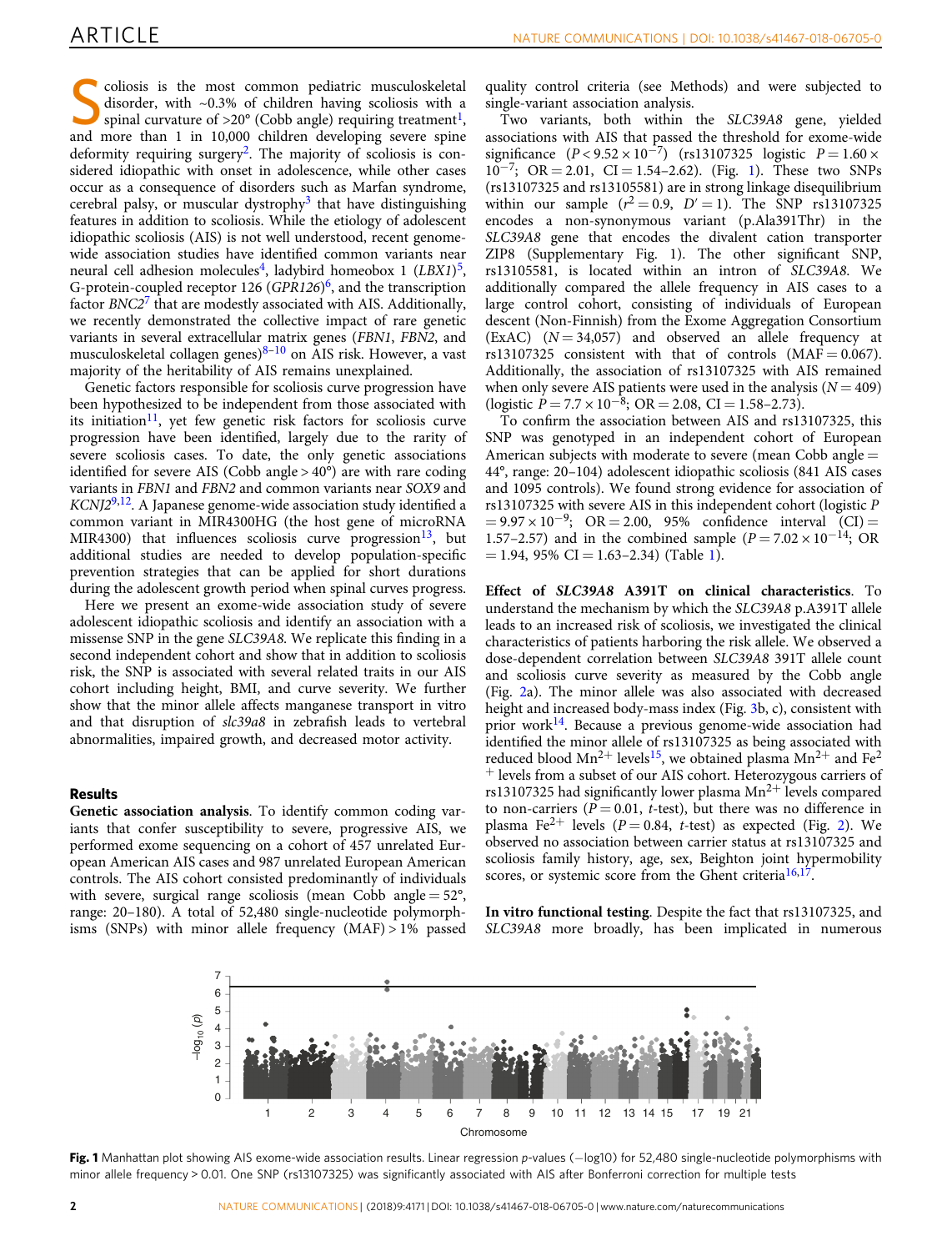Scoliosis is the most common pediatric musculoskeletal disorder, with ~0.3% of children having scoliosis with a spinal curvature of >20° (Cobb angle) requiring treatment[1], and more than 1 in 10,000 children developing severe spine deformity requiring surgery[2]. The majority of scoliosis is considered idiopathic with onset in adolescence, while other cases occur as a consequence of disorders such as Marfan syndrome, cerebral palsy, or muscular dystrophy[3] that have distinguishing features in addition to scoliosis. While the etiology of adolescent idiopathic scoliosis (AIS) is not well understood, recent genome-wide association studies have identified common variants near neural cell adhesion molecules[4], ladybird homeobox 1 (*LBX1*)[5], G-protein-coupled receptor 126 (*GPR126*)[6], and the transcription factor *BNC2*[7] that are modestly associated with AIS. Additionally, we recently demonstrated the collective impact of rare genetic variants in several extracellular matrix genes (*FBN1*, *FBN2*, and musculoskeletal collagen genes)[8–10] on AIS risk. However, a vast majority of the heritability of AIS remains unexplained.

Genetic factors responsible for scoliosis curve progression have been hypothesized to be independent from those associated with its initiation[11], yet few genetic risk factors for scoliosis curve progression have been identified, largely due to the rarity of severe scoliosis cases. To date, the only genetic associations identified for severe AIS (Cobb angle > 40°) are with rare coding variants in *FBN1* and *FBN2* and common variants near *SOX9* and *KCNJ2*[9,12]. A Japanese genome-wide association study identified a common variant in MIR4300HG (the host gene of microRNA MIR4300) that influences scoliosis curve progression[13], but additional studies are needed to develop population-specific prevention strategies that can be applied for short durations during the adolescent growth period when spinal curves progress.

Here we present an exome-wide association study of severe adolescent idiopathic scoliosis and identify an association with a missense SNP in the gene *SLC39A8*. We replicate this finding in a second independent cohort and show that in addition to scoliosis risk, the SNP is associated with several related traits in our AIS cohort including height, BMI, and curve severity. We further show that the minor allele affects manganese transport in vitro and that disruption of *slc39a8* in zebrafish leads to vertebral abnormalities, impaired growth, and decreased motor activity.

## Results

**Genetic association analysis**. To identify common coding variants that confer susceptibility to severe, progressive AIS, we performed exome sequencing on a cohort of 457 unrelated European American AIS cases and 987 unrelated European American controls. The AIS cohort consisted predominantly of individuals with severe, surgical range scoliosis (mean Cobb angle = 52°, range: 20–180). A total of 52,480 single-nucleotide polymorphisms (SNPs) with minor allele frequency (MAF) > 1% passed quality control criteria (see Methods) and were subjected to single-variant association analysis.

Two variants, both within the *SLC39A8* gene, yielded associations with AIS that passed the threshold for exome-wide significance ($P < 9.52 \times 10^{-7}$) (rs13107325 logistic $P = 1.60 \times 10^{-7}$; OR = 2.01, CI = 1.54–2.62). (Fig. 1). These two SNPs (rs13107325 and rs13105581) are in strong linkage disequilibrium within our sample ($r^2 = 0.9$, $D' = 1$). The SNP rs13107325 encodes a non-synonymous variant (p.Ala391Thr) in the *SLC39A8* gene that encodes the divalent cation transporter ZIP8 (Supplementary Fig. 1). The other significant SNP, rs13105581, is located within an intron of *SLC39A8*. We additionally compared the allele frequency in AIS cases to a large control cohort, consisting of individuals of European descent (Non-Finnish) from the Exome Aggregation Consortium (ExAC) ($N = 34,057$) and observed an allele frequency at rs13107325 consistent with that of controls (MAF = 0.067). Additionally, the association of rs13107325 with AIS remained when only severe AIS patients were used in the analysis ($N = 409$) (logistic $P = 7.7 \times 10^{-8}$; OR = 2.08, CI = 1.58–2.73).

To confirm the association between AIS and rs13107325, this SNP was genotyped in an independent cohort of European American subjects with moderate to severe (mean Cobb angle = 44°, range: 20–104) adolescent idiopathic scoliosis (841 AIS cases and 1095 controls). We found strong evidence for association of rs13107325 with severe AIS in this independent cohort (logistic $P = 9.97 \times 10^{-9}$; OR = 2.00, 95% confidence interval (CI) = 1.57–2.57) and in the combined sample ($P = 7.02 \times 10^{-14}$; OR = 1.94, 95% CI = 1.63–2.34) (Table 1).

**Effect of *SLC39A8* A391T on clinical characteristics**. To understand the mechanism by which the *SLC39A8* p.A391T allele leads to an increased risk of scoliosis, we investigated the clinical characteristics of patients harboring the risk allele. We observed a dose-dependent correlation between *SLC39A8* 391T allele count and scoliosis curve severity as measured by the Cobb angle (Fig. 2a). The minor allele was also associated with decreased height and increased body-mass index (Fig. 3b, c), consistent with prior work[14]. Because a previous genome-wide association had identified the minor allele of rs13107325 as being associated with reduced blood $Mn^{2+}$ levels[15], we obtained plasma $Mn^{2+}$ and $Fe^{2+}$ levels from a subset of our AIS cohort. Heterozygous carriers of rs13107325 had significantly lower plasma $Mn^{2+}$ levels compared to non-carriers ($P = 0.01$, *t*-test), but there was no difference in plasma $Fe^{2+}$ levels ($P = 0.84$, *t*-test) as expected (Fig. 2). We observed no association between carrier status at rs13107325 and scoliosis family history, age, sex, Beighton joint hypermobility scores, or systemic score from the Ghent criteria[16,17].

**In vitro functional testing**. Despite the fact that rs13107325, and *SLC39A8* more broadly, has been implicated in numerous

**Fig. 1** Manhattan plot showing AIS exome-wide association results. Linear regression *p*-values (−log10) for 52,480 single-nucleotide polymorphisms with minor allele frequency > 0.01. One SNP (rs13107325) was significantly associated with AIS after Bonferroni correction for multiple tests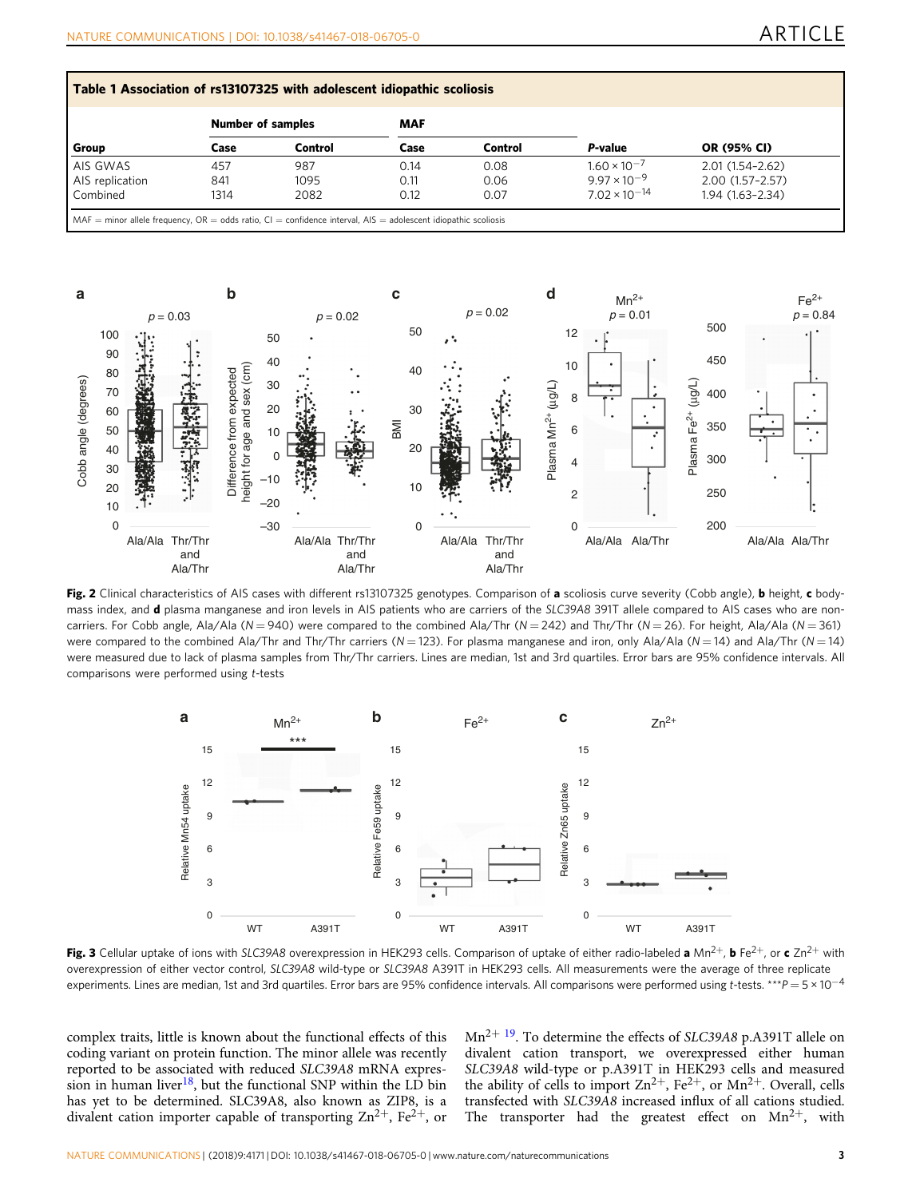**Table 1 Association of rs13107325 with adolescent idiopathic scoliosis**

| Group | Number of samples | | MAF | | *P*-value | OR (95% CI) |
|---|---|---|---|---|---|---|
| | Case | Control | Case | Control | | |
| AIS GWAS | 457 | 987 | 0.14 | 0.08 | $1.60 \times 10^{-7}$ | 2.01 (1.54–2.62) |
| AIS replication | 841 | 1095 | 0.11 | 0.06 | $9.97 \times 10^{-9}$ | 2.00 (1.57–2.57) |
| Combined | 1314 | 2082 | 0.12 | 0.07 | $7.02 \times 10^{-14}$ | 1.94 (1.63–2.34) |

MAF = minor allele frequency, OR = odds ratio, CI = confidence interval, AIS = adolescent idiopathic scoliosis

**Fig. 2** Clinical characteristics of AIS cases with different rs13107325 genotypes. Comparison of **a** scoliosis curve severity (Cobb angle), **b** height, **c** body-mass index, and **d** plasma manganese and iron levels in AIS patients who are carriers of the *SLC39A8* 391T allele compared to AIS cases who are non-carriers. For Cobb angle, Ala/Ala ($N = 940$) were compared to the combined Ala/Thr ($N = 242$) and Thr/Thr ($N = 26$). For height, Ala/Ala ($N = 361$) were compared to the combined Ala/Thr and Thr/Thr carriers ($N = 123$). For plasma manganese and iron, only Ala/Ala ($N = 14$) and Ala/Thr ($N = 14$) were measured due to lack of plasma samples from Thr/Thr carriers. Lines are median, 1st and 3rd quartiles. Error bars are 95% confidence intervals. All comparisons were performed using *t*-tests

**Fig. 3** Cellular uptake of ions with *SLC39A8* overexpression in HEK293 cells. Comparison of uptake of either radio-labeled **a** $Mn^{2+}$, **b** $Fe^{2+}$, or **c** $Zn^{2+}$ with overexpression of either vector control, *SLC39A8* wild-type or *SLC39A8* A391T in HEK293 cells. All measurements were the average of three replicate experiments. Lines are median, 1st and 3rd quartiles. Error bars are 95% confidence intervals. All comparisons were performed using *t*-tests. ***$P = 5 \times 10^{-4}$

complex traits, little is known about the functional effects of this coding variant on protein function. The minor allele was recently reported to be associated with reduced *SLC39A8* mRNA expression in human liver[18], but the functional SNP within the LD bin has yet to be determined. SLC39A8, also known as ZIP8, is a divalent cation importer capable of transporting $Zn^{2+}$, $Fe^{2+}$, or $Mn^{2+}$ [19]. To determine the effects of *SLC39A8* p.A391T allele on divalent cation transport, we overexpressed either human *SLC39A8* wild-type or p.A391T in HEK293 cells and measured the ability of cells to import $Zn^{2+}$, $Fe^{2+}$, or $Mn^{2+}$. Overall, cells transfected with *SLC39A8* increased influx of all cations studied. The transporter had the greatest effect on $Mn^{2+}$, with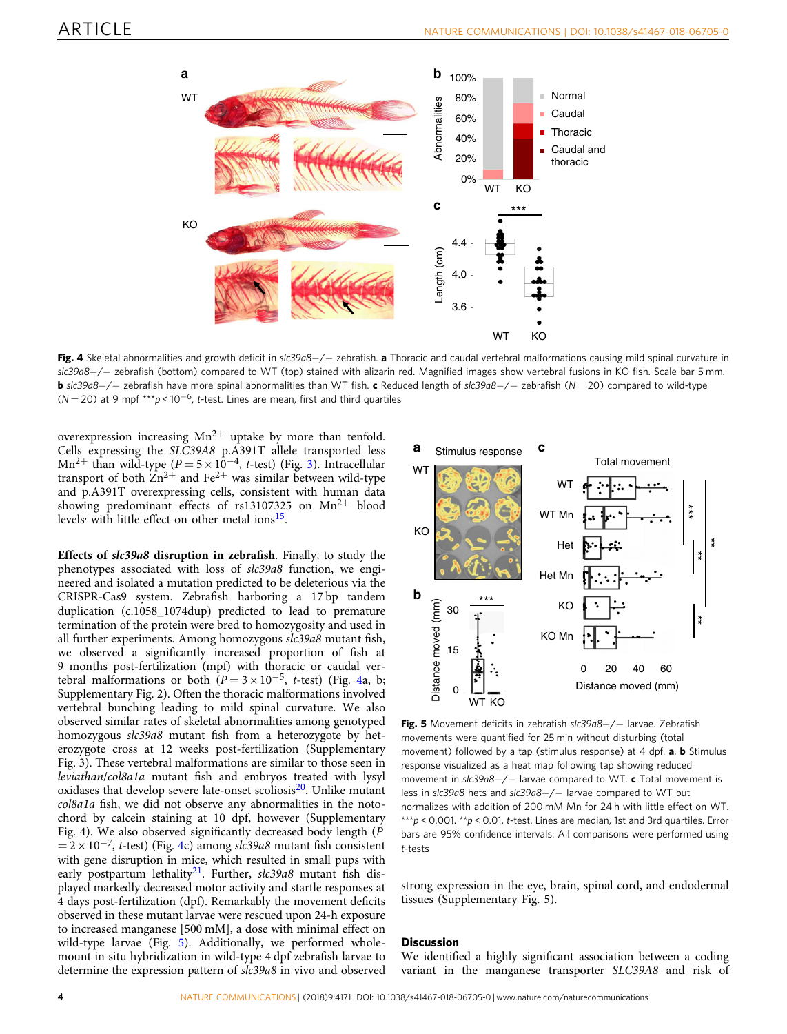overexpression increasing $Mn^{2+}$ uptake by more than tenfold. Cells expressing the *SLC39A8* p.A391T allele transported less $Mn^{2+}$ than wild-type ($P = 5 \times 10^{-4}$, *t*-test) (Fig. 3). Intracellular transport of both $Zn^{2+}$ and $Fe^{2+}$ was similar between wild-type and p.A391T overexpressing cells, consistent with human data showing predominant effects of rs13107325 on $Mn^{2+}$ blood levels, with little effect on other metal ions[15].

**Effects of *slc39a8* disruption in zebrafish**. Finally, to study the phenotypes associated with loss of *slc39a8* function, we engineered and isolated a mutation predicted to be deleterious via the CRISPR-Cas9 system. Zebrafish harboring a 17 bp tandem duplication (c.1058_1074dup) predicted to lead to premature termination of the protein were bred to homozygosity and used in all further experiments. Among homozygous *slc39a8* mutant fish, we observed a significantly increased proportion of fish at 9 months post-fertilization (mpf) with thoracic or caudal vertebral malformations (both ($P = 3 \times 10^{-5}$, *t*-test) (Fig. 4a, b; Supplementary Fig. 2). Often the thoracic malformations involved vertebral bunching leading to mild spinal curvature. We also observed similar rates of skeletal abnormalities among genotyped homozygous *slc39a8* mutant fish from a heterozygote by heterozygote cross at 12 weeks post-fertilization (Supplementary Fig. 3). These vertebral malformations are similar to those seen in *leviathan/col8a1a* mutant fish and embryos treated with lysyl oxidases that develop severe late-onset scoliosis[20]. Unlike mutant *col8a1a* fish, we did not observe any abnormalities in the notochord by calcein staining at 10 dpf, however (Supplementary Fig. 4). We also observed significantly decreased body length ($P = 2 \times 10^{-7}$, *t*-test) (Fig. 4c) among *slc39a8* mutant fish consistent with gene disruption in mice, which resulted in small pups with early postpartum lethality[21]. Further, *slc39a8* mutant fish displayed markedly decreased motor activity and startle responses at 4 days post-fertilization (dpf). Remarkably the movement deficits observed in these mutant larvae were rescued upon 24-h exposure to increased manganese [500 mM], a dose with minimal effect on wild-type larvae (Fig. 5). Additionally, we performed whole-mount in situ hybridization in wild-type 4 dpf zebrafish larvae to determine the expression pattern of *slc39a8* in vivo and observed strong expression in the eye, brain, spinal cord, and endodermal tissues (Supplementary Fig. 5).

**Fig. 4** Skeletal abnormalities and growth deficit in *slc39a8*−/− zebrafish. **a** Thoracic and caudal vertebral malformations causing mild spinal curvature in *slc39a8*−/− zebrafish (bottom) compared to WT (top) stained with alizarin red. Magnified images show vertebral fusions in KO fish. Scale bar 5 mm. **b** *slc39a8*−/− zebrafish have more spinal abnormalities than WT fish. **c** Reduced length of *slc39a8*−/− zebrafish (*N* = 20) compared to wild-type (*N* = 20) at 9 mpf $^{***}p < 10^{-6}$, *t*-test. Lines are mean, first and third quartiles

**Fig. 5** Movement deficits in zebrafish *slc39a8*−/− larvae. Zebrafish movements were quantified for 25 min without disturbing (total movement) followed by a tap (stimulus response) at 4 dpf. **a**, **b** Stimulus response visualized as a heat map following tap showing reduced movement in *slc39a8*−/− larvae compared to WT. **c** Total movement is less in *slc39a8* hets and *slc39a8*−/− larvae compared to WT but normalizes with addition of 200 mM Mn for 24 h with little effect on WT. $^{***}p < 0.001$. $^{**}p < 0.01$, *t*-test. Lines are median, 1st and 3rd quartiles. Error bars are 95% confidence intervals. All comparisons were performed using *t*-tests

## Discussion

We identified a highly significant association between a coding variant in the manganese transporter *SLC39A8* and risk of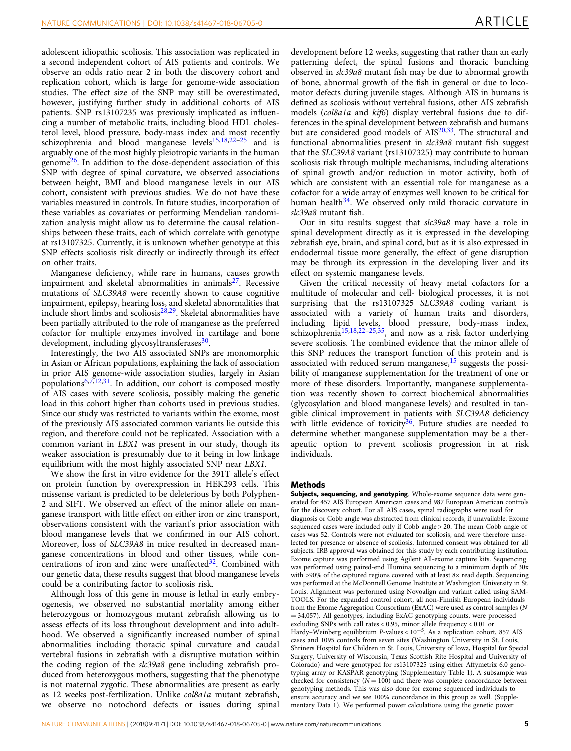adolescent idiopathic scoliosis. This association was replicated in a second independent cohort of AIS patients and controls. We observe an odds ratio near 2 in both the discovery cohort and replication cohort, which is large for genome-wide association studies. The effect size of the SNP may still be overestimated, however, justifying further study in additional cohorts of AIS patients. SNP rs13107235 was previously implicated as influencing a number of metabolic traits, including blood HDL cholesterol level, blood pressure, body-mass index and most recently schizophrenia and blood manganese levels[15,18,22–25] and is arguably one of the most highly pleiotropic variants in the human genome[26]. In addition to the dose-dependent association of this SNP with degree of spinal curvature, we observed associations between height, BMI and blood manganese levels in our AIS cohort, consistent with previous studies. We do not have these variables measured in controls. In future studies, incorporation of these variables as covariates or performing Mendelian randomization analysis might allow us to determine the causal relationships between these traits, each of which correlate with genotype at rs13107325. Currently, it is unknown whether genotype at this SNP effects scoliosis risk directly or indirectly through its effect on other traits.

Manganese deficiency, while rare in humans, causes growth impairment and skeletal abnormalities in animals[27]. Recessive mutations of *SLC39A8* were recently shown to cause cognitive impairment, epilepsy, hearing loss, and skeletal abnormalities that include short limbs and scoliosis[28,29]. Skeletal abnormalities have been partially attributed to the role of manganese as the preferred cofactor for multiple enzymes involved in cartilage and bone development, including glycosyltransferases[30].

Interestingly, the two AIS associated SNPs are monomorphic in Asian or African populations, explaining the lack of association in prior AIS genome-wide association studies, largely in Asian populations[6,7,12,31]. In addition, our cohort is composed mostly of AIS cases with severe scoliosis, possibly making the genetic load in this cohort higher than cohorts used in previous studies. Since our study was restricted to variants within the exome, most of the previously AIS associated common variants lie outside this region, and therefore could not be replicated. Association with a common variant in *LBX1* was present in our study, though its weaker association is presumably due to it being in low linkage equilibrium with the most highly associated SNP near *LBX1*.

We show the first in vitro evidence for the 391T allele's effect on protein function by overexpression in HEK293 cells. This missense variant is predicted to be deleterious by both Polyphen-2 and SIFT. We observed an effect of the minor allele on manganese transport with little effect on either iron or zinc transport, observations consistent with the variant's prior association with blood manganese levels that we confirmed in our AIS cohort. Moreover, loss of *SLC39A8* in mice resulted in decreased manganese concentrations in blood and other tissues, while concentrations of iron and zinc were unaffected[32]. Combined with our genetic data, these results suggest that blood manganese levels could be a contributing factor to scoliosis risk.

Although loss of this gene in mouse is lethal in early embryogenesis, we observed no substantial mortality among either heterozygous or homozygous mutant zebrafish allowing us to assess effects of its loss throughout development and into adulthood. We observed a significantly increased number of spinal abnormalities including thoracic spinal curvature and caudal vertebral fusions in zebrafish with a disruptive mutation within the coding region of the *slc39a8* gene including zebrafish produced from heterozygous mothers, suggesting that the phenotype is not maternal zygotic. These abnormalities are present as early as 12 weeks post-fertilization. Unlike *col8a1a* mutant zebrafish, we observe no notochord defects or issues during spinal development before 12 weeks, suggesting that rather than an early patterning defect, the spinal fusions and thoracic bunching observed in *slc39a8* mutant fish may be due to abnormal growth of bone, abnormal growth of the fish in general or due to locomotor defects during juvenile stages. Although AIS in humans is defined as scoliosis without vertebral fusions, other AIS zebrafish models (*col8a1a* and *kif6*) display vertebral fusions due to differences in the spinal development between zebrafish and humans but are considered good models of AIS[20,33]. The structural and functional abnormalities present in *slc39a8* mutant fish suggest that the *SLC39A8* variant (rs13107325) may contribute to human scoliosis risk through multiple mechanisms, including alterations of spinal growth and/or reduction in motor activity, both of which are consistent with an essential role for manganese as a cofactor for a wide array of enzymes well known to be critical for human health[34]. We observed only mild thoracic curvature in *slc39a8* mutant fish.

Our in situ results suggest that *slc39a8* may have a role in spinal development directly as it is expressed in the developing zebrafish eye, brain, and spinal cord, but as it is also expressed in endodermal tissue more generally, the effect of gene disruption may be through its expression in the developing liver and its effect on systemic manganese levels.

Given the critical necessity of heavy metal cofactors for a multitude of molecular and cell- biological processes, it is not surprising that the rs13107325 *SLC39A8* coding variant is associated with a variety of human traits and disorders, including lipid levels, blood pressure, body-mass index, schizophrenia[15,18,22–25,35], and now as a risk factor underlying severe scoliosis. The combined evidence that the minor allele of this SNP reduces the transport function of this protein and is associated with reduced serum manganese,[15] suggests the possibility of manganese supplementation for the treatment of one or more of these disorders. Importantly, manganese supplementation was recently shown to correct biochemical abnormalities (glycosylation and blood manganese levels) and resulted in tangible clinical improvement in patients with *SLC39A8* deficiency with little evidence of toxicity[36]. Future studies are needed to determine whether manganese supplementation may be a therapeutic option to prevent scoliosis progression in at risk individuals.

## Methods

**Subjects, sequencing, and genotyping**. Whole-exome sequence data were generated for 457 AIS European American cases and 987 European American controls for the discovery cohort. For all AIS cases, spinal radiographs were used for diagnosis or Cobb angle was abstracted from clinical records, if unavailable. Exome sequenced cases were included only if Cobb angle > 20. The mean Cobb angle of cases was 52. Controls were not evaluated for scoliosis, and were therefore unselected for presence or absence of scoliosis. Informed consent was obtained for all subjects. IRB approval was obtained for this study by each contributing institution. Exome capture was performed using Agilent All-exome capture kits. Sequencing was performed using paired-end Illumina sequencing to a minimum depth of 30x with >90% of the captured regions covered with at least 8× read depth. Sequencing was performed at the McDonnell Genome Institute at Washington University in St. Louis. Alignment was performed using Novoalign and variant called using SAMTOOLS. For the expanded control cohort, all non-Finnish European individuals from the Exome Aggregation Consortium (ExAC) were used as control samples ($N = 34{,}057$). All genotypes, including ExAC genotyping counts, were processed excluding SNPs with call rates < 0.95, minor allele frequency < 0.01 or Hardy–Weinberg equilibrium *P*-values $< 10^{-5}$. As a replication cohort, 857 AIS cases and 1095 controls from seven sites (Washington University in St. Louis, Shriners Hospital for Children in St. Louis, University of Iowa, Hospital for Special Surgery, University of Wisconsin, Texas Scottish Rite Hospital and University of Colorado) and were genotyped for rs13107325 using either Affymetrix 6.0 genotyping array or KASPAR genotyping (Supplementary Table 1). A subsample was checked for consistency ($N = 100$) and there was complete concordance between genotyping methods. This was also done for exome sequenced individuals to ensure accuracy and we see 100% concordance in this group as well. (Supplementary Data 1). We performed power calculations using the genetic power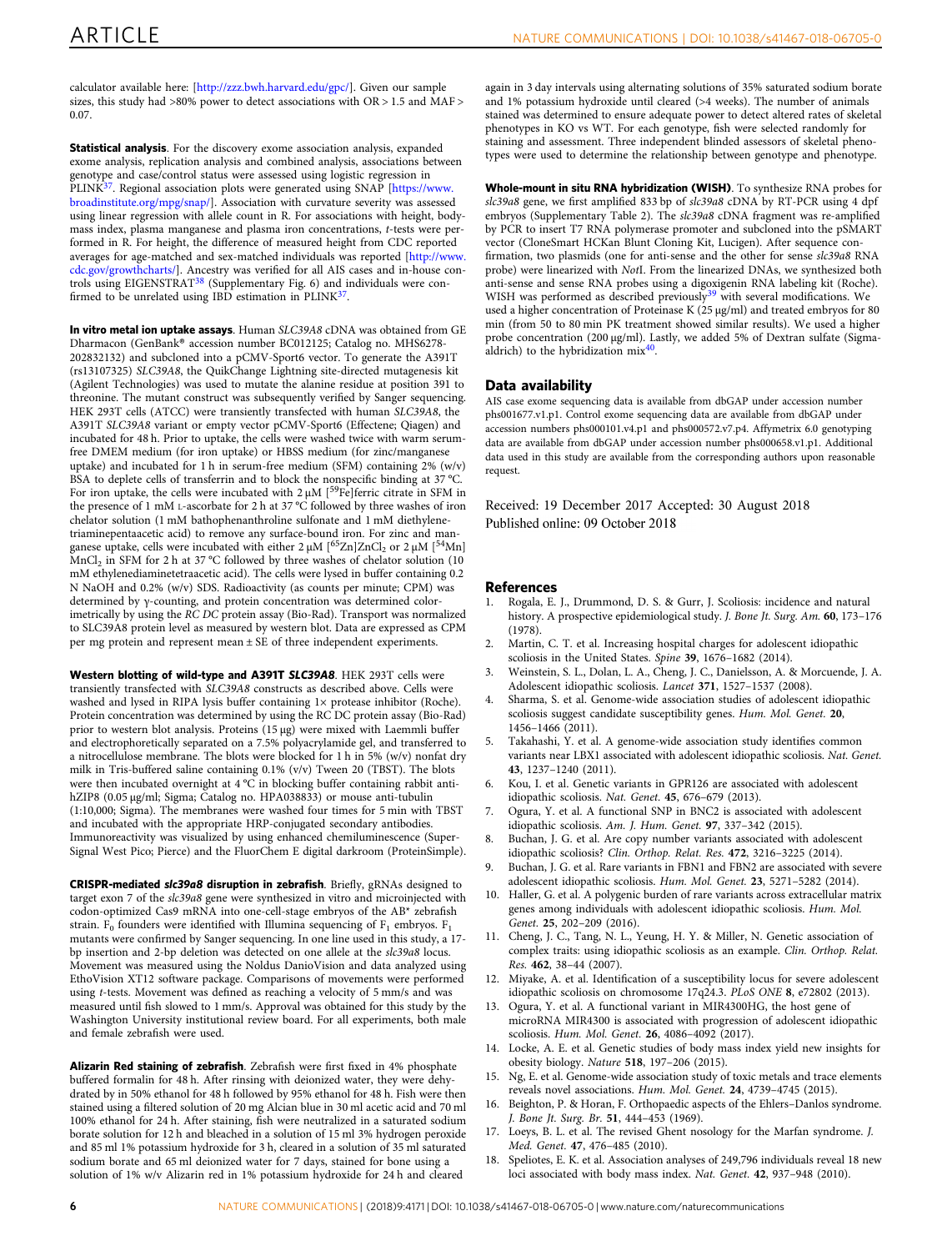calculator available here: [http://zzz.bwh.harvard.edu/gpc/]. Given our sample sizes, this study had >80% power to detect associations with OR > 1.5 and MAF > 0.07.

**Statistical analysis**. For the discovery exome association analysis, expanded exome analysis, replication analysis and combined analysis, associations between genotype and case/control status were assessed using logistic regression in PLINK[37]. Regional association plots were generated using SNAP [https://www.broadinstitute.org/mpg/snap/]. Association with curvature severity was assessed using linear regression with allele count in R. For associations with height, body-mass index, plasma manganese and plasma iron concentrations, *t*-tests were performed in R. For height, the difference of measured height from CDC reported averages for age-matched and sex-matched individuals was reported [http://www.cdc.gov/growthcharts/]. Ancestry was verified for all AIS cases and in-house controls using EIGENSTRAT[38] (Supplementary Fig. 6) and individuals were confirmed to be unrelated using IBD estimation in PLINK[37].

**In vitro metal ion uptake assays**. Human *SLC39A8* cDNA was obtained from GE Dharmacon (GenBank® accession number BC012125; Catalog no. MHS6278-202832132) and subcloned into a pCMV-Sport6 vector. To generate the A391T (rs13107325) *SLC39A8*, the QuikChange Lightning site-directed mutagenesis kit (Agilent Technologies) was used to mutate the alanine residue at position 391 to threonine. The mutant construct was subsequently verified by Sanger sequencing. HEK 293T cells (ATCC) were transiently transfected with human *SLC39A8*, the A391T *SLC39A8* variant or empty vector pCMV-Sport6 (Effectene; Qiagen) and incubated for 48 h. Prior to uptake, the cells were washed twice with warm serum-free DMEM medium (for iron uptake) or HBSS medium (for zinc/manganese uptake) and incubated for 1 h in serum-free medium (SFM) containing 2% (w/v) BSA to deplete cells of transferrin and to block the nonspecific binding at 37 °C. For iron uptake, the cells were incubated with 2 µM [$^{59}$Fe]ferric citrate in SFM in the presence of 1 mM L-ascorbate for 2 h at 37 °C followed by three washes of iron chelator solution (1 mM bathophenanthroline sulfonate and 1 mM diethylene-triaminepentaacetic acid) to remove any surface-bound iron. For zinc and manganese uptake, cells were incubated with either 2 µM [$^{65}$Zn]$ZnCl_2$ or 2 µM [$^{54}$Mn] $MnCl_2$ in SFM for 2 h at 37 °C followed by three washes of chelator solution (10 mM ethylenediaminetetraacetic acid). The cells were lysed in buffer containing 0.2 N NaOH and 0.2% (w/v) SDS. Radioactivity (as counts per minute; CPM) was determined by γ-counting, and protein concentration was determined colorimetrically by using the *RC DC* protein assay (Bio-Rad). Transport was normalized to SLC39A8 protein level as measured by western blot. Data are expressed as CPM per mg protein and represent mean ± SE of three independent experiments.

**Western blotting of wild-type and A391T *SLC39A8***. HEK 293T cells were transiently transfected with *SLC39A8* constructs as described above. Cells were washed and lysed in RIPA lysis buffer containing 1× protease inhibitor (Roche). Protein concentration was determined by using the RC DC protein assay (Bio-Rad) prior to western blot analysis. Proteins (15 µg) were mixed with Laemmli buffer and electrophoretically separated on a 7.5% polyacrylamide gel, and transferred to a nitrocellulose membrane. The blots were blocked for 1 h in 5% (w/v) nonfat dry milk in Tris-buffered saline containing 0.1% (v/v) Tween 20 (TBST). The blots were then incubated overnight at 4 °C in blocking buffer containing rabbit anti-hZIP8 (0.05 µg/ml; Sigma; Catalog no. HPA038833) or mouse anti-tubulin (1:10,000; Sigma). The membranes were washed four times for 5 min with TBST and incubated with the appropriate HRP-conjugated secondary antibodies. Immunoreactivity was visualized by using enhanced chemiluminescence (Super-Signal West Pico; Pierce) and the FluorChem E digital darkroom (ProteinSimple).

**CRISPR-mediated *slc39a8* disruption in zebrafish**. Briefly, gRNAs designed to target exon 7 of the *slc39a8* gene were synthesized in vitro and microinjected with codon-optimized Cas9 mRNA into one-cell-stage embryos of the AB* zebrafish strain. $F_0$ founders were identified with Illumina sequencing of $F_1$ embryos. $F_1$ mutants were confirmed by Sanger sequencing. In one line used in this study, a 17-bp insertion and 2-bp deletion was detected on one allele at the *slc39a8* locus. Movement was measured using the Noldus DanioVision and data analyzed using EthoVision XT12 software package. Comparisons of movements were performed using *t*-tests. Movement was defined as reaching a velocity of 5 mm/s and was measured until fish slowed to 1 mm/s. Approval was obtained for this study by the Washington University institutional review board. For all experiments, both male and female zebrafish were used.

**Alizarin Red staining of zebrafish**. Zebrafish were first fixed in 4% phosphate buffered formalin for 48 h. After rinsing with deionized water, they were dehydrated by in 50% ethanol for 48 h followed by 95% ethanol for 48 h. Fish were then stained using a filtered solution of 20 mg Alcian blue in 30 ml acetic acid and 70 ml 100% ethanol for 24 h. After staining, fish were neutralized in a saturated sodium borate solution for 12 h and bleached in a solution of 15 ml 3% hydrogen peroxide and 85 ml 1% potassium hydroxide for 3 h, cleared in a solution of 35 ml saturated sodium borate and 65 ml deionized water for 7 days, stained for bone using a solution of 1% w/v Alizarin red in 1% potassium hydroxide for 24 h and cleared again in 3 day intervals using alternating solutions of 35% saturated sodium borate and 1% potassium hydroxide until cleared (>4 weeks). The number of animals stained was determined to ensure adequate power to detect altered rates of skeletal phenotypes in KO vs WT. For each genotype, fish were selected randomly for staining and assessment. Three independent blinded assessors of skeletal phenotypes were used to determine the relationship between genotype and phenotype.

**Whole-mount in situ RNA hybridization (WISH)**. To synthesize RNA probes for *slc39a8* gene, we first amplified 833 bp of *slc39a8* cDNA by RT-PCR using 4 dpf embryos (Supplementary Table 2). The *slc39a8* cDNA fragment was re-amplified by PCR to insert T7 RNA polymerase promoter and subcloned into the pSMART vector (CloneSmart HCKan Blunt Cloning Kit, Lucigen). After sequence confirmation, two plasmids (one for anti-sense and the other for sense *slc39a8* RNA probe) were linearized with *Not*I. From the linearized DNAs, we synthesized both anti-sense and sense RNA probes using a digoxigenin RNA labeling kit (Roche). WISH was performed as described previously[39] with several modifications. We used a higher concentration of Proteinase K (25 µg/ml) and treated embryos for 80 min (from 50 to 80 min PK treatment showed similar results). We used a higher probe concentration (200 µg/ml). Lastly, we added 5% of Dextran sulfate (Sigma-aldrich) to the hybridization mix[40].

## Data availability

AIS case exome sequencing data is available from dbGAP under accession number phs001677.v1.p1. Control exome sequencing data are available from dbGAP under accession numbers phs000101.v4.p1 and phs000572.v7.p4. Affymetrix 6.0 genotyping data are available from dbGAP under accession number phs000658.v1.p1. Additional data used in this study are available from the corresponding authors upon reasonable request.

Received: 19 December 2017 Accepted: 30 August 2018
Published online: 09 October 2018

## References

1. Rogala, E. J., Drummond, D. S. & Gurr, J. Scoliosis: incidence and natural history. A prospective epidemiological study. *J. Bone Jt. Surg. Am.* **60**, 173–176 (1978).
2. Martin, C. T. et al. Increasing hospital charges for adolescent idiopathic scoliosis in the United States. *Spine* **39**, 1676–1682 (2014).
3. Weinstein, S. L., Dolan, L. A., Cheng, J. C., Danielsson, A. & Morcuende, J. A. Adolescent idiopathic scoliosis. *Lancet* **371**, 1527–1537 (2008).
4. Sharma, S. et al. Genome-wide association studies of adolescent idiopathic scoliosis suggest candidate susceptibility genes. *Hum. Mol. Genet.* **20**, 1456–1466 (2011).
5. Takahashi, Y. et al. A genome-wide association study identifies common variants near LBX1 associated with adolescent idiopathic scoliosis. *Nat. Genet.* **43**, 1237–1240 (2011).
6. Kou, I. et al. Genetic variants in GPR126 are associated with adolescent idiopathic scoliosis. *Nat. Genet.* **45**, 676–679 (2013).
7. Ogura, Y. et al. A functional SNP in BNC2 is associated with adolescent idiopathic scoliosis. *Am. J. Hum. Genet.* **97**, 337–342 (2015).
8. Buchan, J. G. et al. Are copy number variants associated with adolescent idiopathic scoliosis? *Clin. Orthop. Relat. Res.* **472**, 3216–3225 (2014).
9. Buchan, J. G. et al. Rare variants in FBN1 and FBN2 are associated with severe adolescent idiopathic scoliosis. *Hum. Mol. Genet.* **23**, 5271–5282 (2014).
10. Haller, G. et al. A polygenic burden of rare variants across extracellular matrix genes among individuals with adolescent idiopathic scoliosis. *Hum. Mol. Genet.* **25**, 202–209 (2016).
11. Cheng, J. C., Tang, N. L., Yeung, H. Y. & Miller, N. Genetic association of complex traits: using idiopathic scoliosis as an example. *Clin. Orthop. Relat. Res.* **462**, 38–44 (2007).
12. Miyake, A. et al. Identification of a susceptibility locus for severe adolescent idiopathic scoliosis on chromosome 17q24.3. *PLoS ONE* **8**, e72802 (2013).
13. Ogura, Y. et al. A functional variant in MIR4300HG, the host gene of microRNA MIR4300 is associated with progression of adolescent idiopathic scoliosis. *Hum. Mol. Genet.* **26**, 4086–4092 (2017).
14. Locke, A. E. et al. Genetic studies of body mass index yield new insights for obesity biology. *Nature* **518**, 197–206 (2015).
15. Ng, E. et al. Genome-wide association study of toxic metals and trace elements reveals novel associations. *Hum. Mol. Genet.* **24**, 4739–4745 (2015).
16. Beighton, P. & Horan, F. Orthopaedic aspects of the Ehlers–Danlos syndrome. *J. Bone Jt. Surg. Br.* **51**, 444–453 (1969).
17. Loeys, B. L. et al. The revised Ghent nosology for the Marfan syndrome. *J. Med. Genet.* **47**, 476–485 (2010).
18. Speliotes, E. K. et al. Association analyses of 249,796 individuals reveal 18 new loci associated with body mass index. *Nat. Genet.* **42**, 937–948 (2010).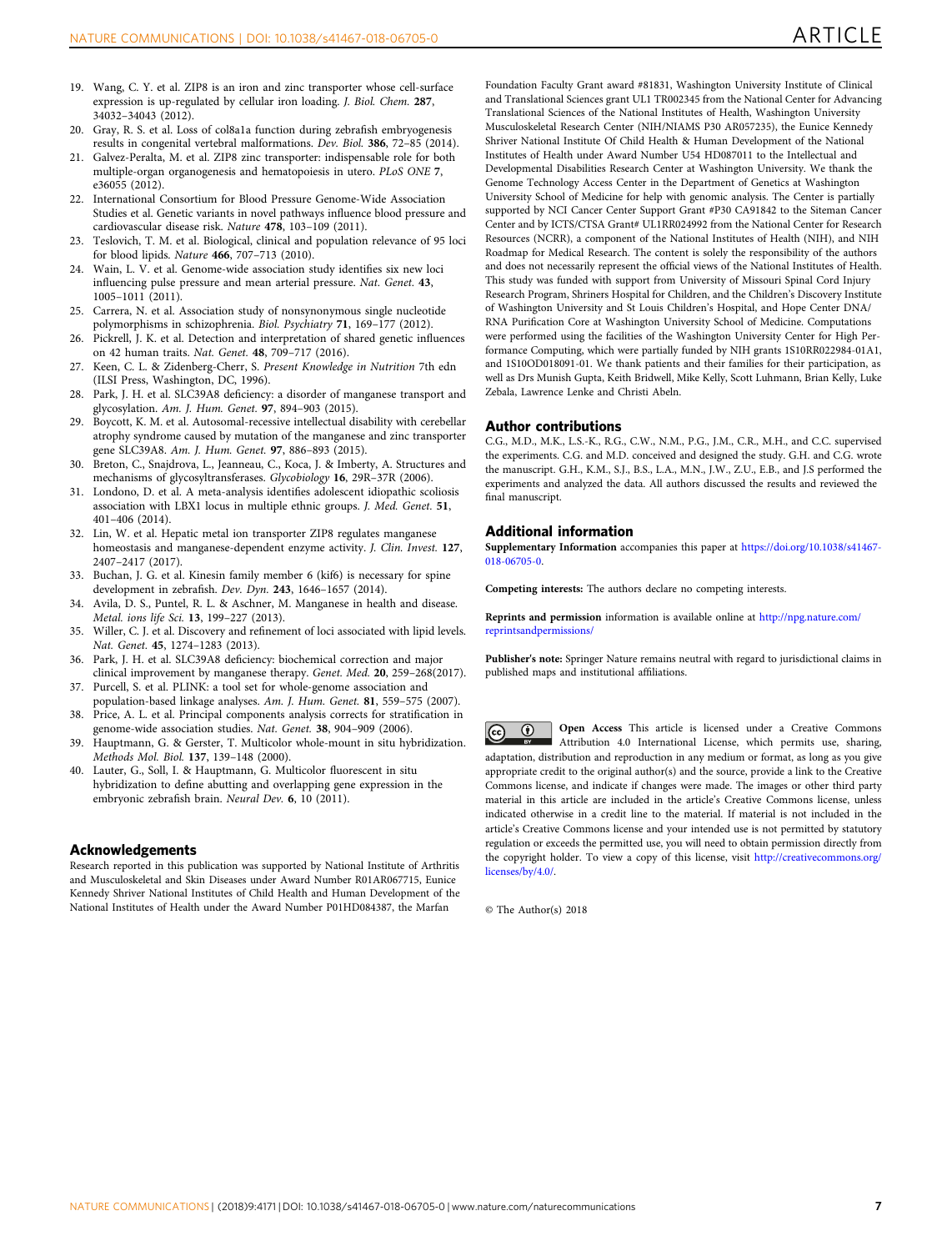19. Wang, C. Y. et al. ZIP8 is an iron and zinc transporter whose cell-surface expression is up-regulated by cellular iron loading. *J. Biol. Chem.* **287**, 34032–34043 (2012).
20. Gray, R. S. et al. Loss of col8a1a function during zebrafish embryogenesis results in congenital vertebral malformations. *Dev. Biol.* **386**, 72–85 (2014).
21. Galvez-Peralta, M. et al. ZIP8 zinc transporter: indispensable role for both multiple-organ organogenesis and hematopoiesis in utero. *PLoS ONE* **7**, e36055 (2012).
22. International Consortium for Blood Pressure Genome-Wide Association Studies et al. Genetic variants in novel pathways influence blood pressure and cardiovascular disease risk. *Nature* **478**, 103–109 (2011).
23. Teslovich, T. M. et al. Biological, clinical and population relevance of 95 loci for blood lipids. *Nature* **466**, 707–713 (2010).
24. Wain, L. V. et al. Genome-wide association study identifies six new loci influencing pulse pressure and mean arterial pressure. *Nat. Genet.* **43**, 1005–1011 (2011).
25. Carrera, N. et al. Association study of nonsynonymous single nucleotide polymorphisms in schizophrenia. *Biol. Psychiatry* **71**, 169–177 (2012).
26. Pickrell, J. K. et al. Detection and interpretation of shared genetic influences on 42 human traits. *Nat. Genet.* **48**, 709–717 (2016).
27. Keen, C. L. & Zidenberg-Cherr, S. *Present Knowledge in Nutrition* 7th edn (ILSI Press, Washington, DC, 1996).
28. Park, J. H. et al. SLC39A8 deficiency: a disorder of manganese transport and glycosylation. *Am. J. Hum. Genet.* **97**, 894–903 (2015).
29. Boycott, K. M. et al. Autosomal-recessive intellectual disability with cerebellar atrophy syndrome caused by mutation of the manganese and zinc transporter gene SLC39A8. *Am. J. Hum. Genet.* **97**, 886–893 (2015).
30. Breton, C., Snajdrova, L., Jeanneau, C., Koca, J. & Imberty, A. Structures and mechanisms of glycosyltransferases. *Glycobiology* **16**, 29R–37R (2006).
31. Londono, D. et al. A meta-analysis identifies adolescent idiopathic scoliosis association with LBX1 locus in multiple ethnic groups. *J. Med. Genet.* **51**, 401–406 (2014).
32. Lin, W. et al. Hepatic metal ion transporter ZIP8 regulates manganese homeostasis and manganese-dependent enzyme activity. *J. Clin. Invest.* **127**, 2407–2417 (2017).
33. Buchan, J. G. et al. Kinesin family member 6 (kif6) is necessary for spine development in zebrafish. *Dev. Dyn.* **243**, 1646–1657 (2014).
34. Avila, D. S., Puntel, R. L. & Aschner, M. Manganese in health and disease. *Metal. ions life Sci.* **13**, 199–227 (2013).
35. Willer, C. J. et al. Discovery and refinement of loci associated with lipid levels. *Nat. Genet.* **45**, 1274–1283 (2013).
36. Park, J. H. et al. SLC39A8 deficiency: biochemical correction and major clinical improvement by manganese therapy. *Genet. Med.* **20**, 259–268(2017).
37. Purcell, S. et al. PLINK: a tool set for whole-genome association and population-based linkage analyses. *Am. J. Hum. Genet.* **81**, 559–575 (2007).
38. Price, A. L. et al. Principal components analysis corrects for stratification in genome-wide association studies. *Nat. Genet.* **38**, 904–909 (2006).
39. Hauptmann, G. & Gerster, T. Multicolor whole-mount in situ hybridization. *Methods Mol. Biol.* **137**, 139–148 (2000).
40. Lauter, G., Soll, I. & Hauptmann, G. Multicolor fluorescent in situ hybridization to define abutting and overlapping gene expression in the embryonic zebrafish brain. *Neural Dev.* **6**, 10 (2011).

## Acknowledgements

Research reported in this publication was supported by National Institute of Arthritis and Musculoskeletal and Skin Diseases under Award Number R01AR067715, Eunice Kennedy Shriver National Institutes of Child Health and Human Development of the National Institutes of Health under the Award Number P01HD084387, the Marfan Foundation Faculty Grant award #81831, Washington University Institute of Clinical and Translational Sciences grant UL1 TR002345 from the National Center for Advancing Translational Sciences of the National Institutes of Health, Washington University Musculoskeletal Research Center (NIH/NIAMS P30 AR057235), the Eunice Kennedy Shriver National Institute Of Child Health & Human Development of the National Institutes of Health under Award Number U54 HD087011 to the Intellectual and Developmental Disabilities Research Center at Washington University. We thank the Genome Technology Access Center in the Department of Genetics at Washington University School of Medicine for help with genomic analysis. The Center is partially supported by NCI Cancer Center Support Grant #P30 CA91842 to the Siteman Cancer Center and by ICTS/CTSA Grant# UL1RR024992 from the National Center for Research Resources (NCRR), a component of the National Institutes of Health (NIH), and NIH Roadmap for Medical Research. The content is solely the responsibility of the authors and does not necessarily represent the official views of the National Institutes of Health. This study was funded with support from University of Missouri Spinal Cord Injury Research Program, Shriners Hospital for Children, and the Children's Discovery Institute of Washington University and St Louis Children's Hospital, and Hope Center DNA/RNA Purification Core at Washington University School of Medicine. Computations were performed using the facilities of the Washington University Center for High Performance Computing, which were partially funded by NIH grants 1S10RR022984-01A1, and 1S10OD018091-01. We thank patients and their families for their participation, as well as Drs Munish Gupta, Keith Bridwell, Mike Kelly, Scott Luhmann, Brian Kelly, Luke Zebala, Lawrence Lenke and Christi Abeln.

## Author contributions

C.G., M.D., M.K., L.S.-K., R.G., C.W., N.M., P.G., J.M., C.R., M.H., and C.C. supervised the experiments. C.G. and M.D. conceived and designed the study. G.H. and C.G. wrote the manuscript. G.H., K.M., S.J., B.S., L.A., M.N., J.W., Z.U., E.B., and J.S performed the experiments and analyzed the data. All authors discussed the results and reviewed the final manuscript.

## Additional information

**Supplementary Information** accompanies this paper at https://doi.org/10.1038/s41467-018-06705-0.

**Competing interests:** The authors declare no competing interests.

**Reprints and permission** information is available online at http://npg.nature.com/reprintsandpermissions/

**Publisher's note:** Springer Nature remains neutral with regard to jurisdictional claims in published maps and institutional affiliations.

**Open Access** This article is licensed under a Creative Commons Attribution 4.0 International License, which permits use, sharing, adaptation, distribution and reproduction in any medium or format, as long as you give appropriate credit to the original author(s) and the source, provide a link to the Creative Commons license, and indicate if changes were made. The images or other third party material in this article are included in the article's Creative Commons license, unless indicated otherwise in a credit line to the material. If material is not included in the article's Creative Commons license and your intended use is not permitted by statutory regulation or exceeds the permitted use, you will need to obtain permission directly from the copyright holder. To view a copy of this license, visit http://creativecommons.org/licenses/by/4.0/.

© The Author(s) 2018